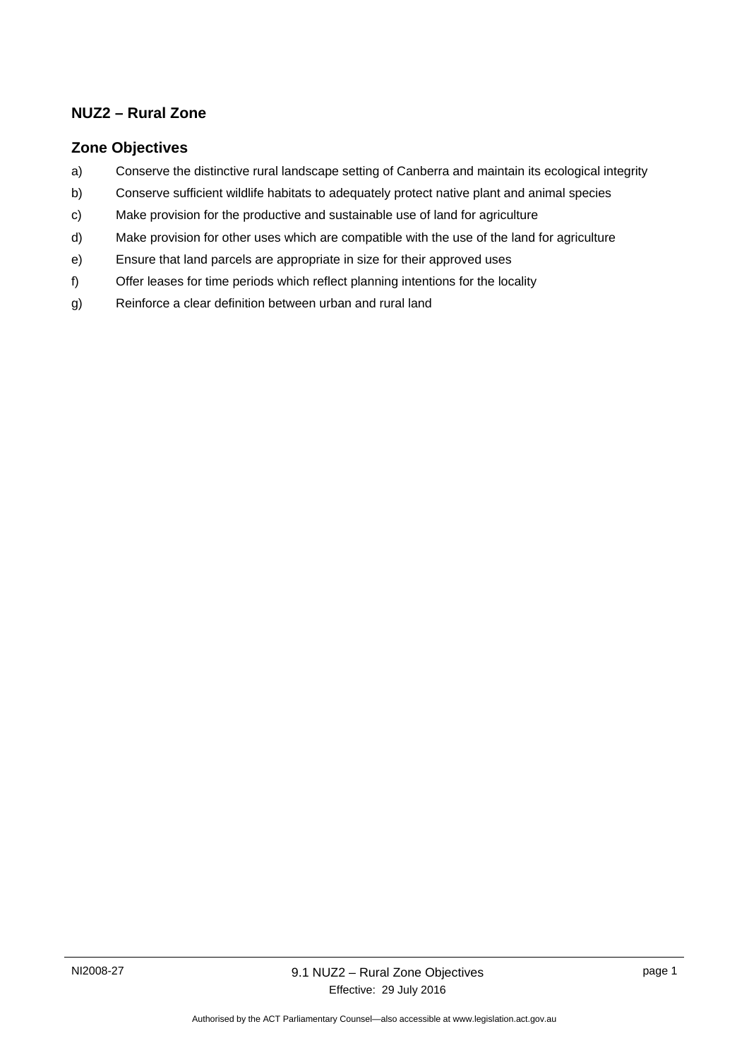## NUZ2 – Rural Zone

### Zone Objectives

a) Conserve the distinctive rural landscape setting of Canberra and maintain its ecological integrity

b) Conserve sufficient wildlife habitats to adequately protect native plant and animal species

c) Make provision for the productive and sustainable use of land for agriculture

d) Make provision for other uses which are compatible with the use of the land for agriculture

e) Ensure that land parcels are appropriate in size for their approved uses

f) Offer leases for time periods which reflect planning intentions for the locality

g) Reinforce a clear definition between urban and rural land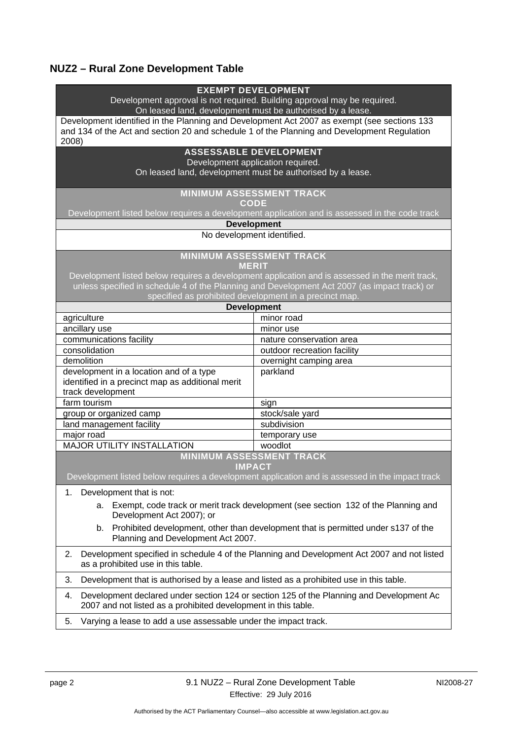## NUZ2 – Rural Zone Development Table

| EXEMPT DEVELOPMENT<br>Development approval is not required. Building approval may be required.<br>On leased land, development must be authorised by a lease. | |
|---|---|
| Development identified in the Planning and Development Act 2007 as exempt (see sections 133 and 134 of the Act and section 20 and schedule 1 of the Planning and Development Regulation 2008) | |
| **ASSESSABLE DEVELOPMENT**<br>Development application required.<br>On leased land, development must be authorised by a lease. | |
| **MINIMUM ASSESSMENT TRACK**<br>**CODE**<br>Development listed below requires a development application and is assessed in the code track | |
| **Development** | |
| No development identified. | |
| **MINIMUM ASSESSMENT TRACK**<br>**MERIT**<br>Development listed below requires a development application and is assessed in the merit track, unless specified in schedule 4 of the Planning and Development Act 2007 (as impact track) or specified as prohibited development in a precinct map. | |
| **Development** | |
| agriculture | minor road |
| ancillary use | minor use |
| communications facility | nature conservation area |
| consolidation | outdoor recreation facility |
| demolition | overnight camping area |
| development in a location and of a type identified in a precinct map as additional merit track development | parkland |
| farm tourism | sign |
| group or organized camp | stock/sale yard |
| land management facility | subdivision |
| major road | temporary use |
| MAJOR UTILITY INSTALLATION | woodlot |
| **MINIMUM ASSESSMENT TRACK**<br>**IMPACT**<br>Development listed below requires a development application and is assessed in the impact track | |
| 1. Development that is not:<br>a. Exempt, code track or merit track development (see section 132 of the Planning and Development Act 2007); or<br>b. Prohibited development, other than development that is permitted under s137 of the Planning and Development Act 2007. | |
| 2. Development specified in schedule 4 of the Planning and Development Act 2007 and not listed as a prohibited use in this table. | |
| 3. Development that is authorised by a lease and listed as a prohibited use in this table. | |
| 4. Development declared under section 124 or section 125 of the Planning and Development Ac 2007 and not listed as a prohibited development in this table. | |
| 5. Varying a lease to add a use assessable under the impact track. | |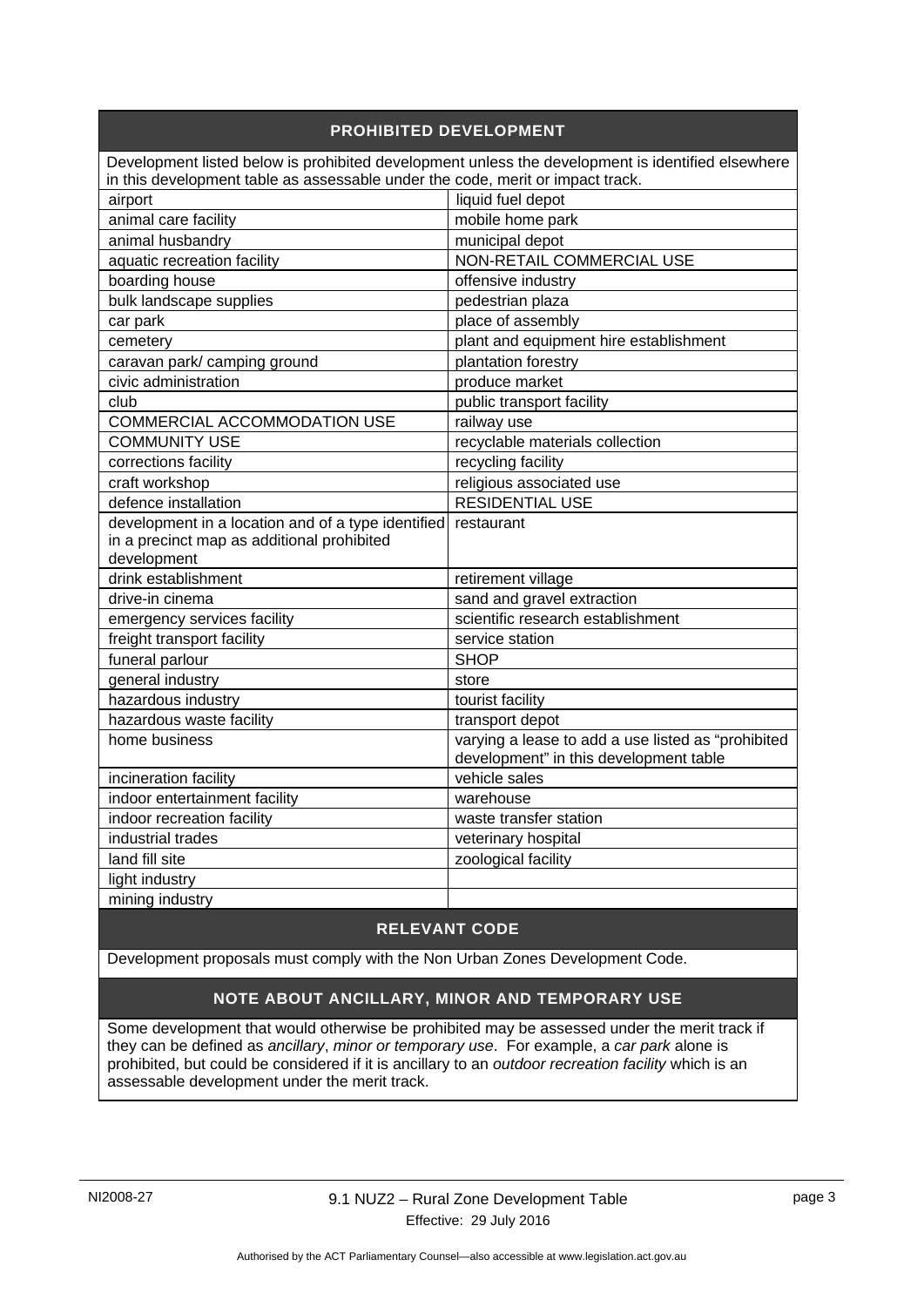## PROHIBITED DEVELOPMENT

Development listed below is prohibited development unless the development is identified elsewhere in this development table as assessable under the code, merit or impact track.

| | |
|---|---|
| airport | liquid fuel depot |
| animal care facility | mobile home park |
| animal husbandry | municipal depot |
| aquatic recreation facility | NON-RETAIL COMMERCIAL USE |
| boarding house | offensive industry |
| bulk landscape supplies | pedestrian plaza |
| car park | place of assembly |
| cemetery | plant and equipment hire establishment |
| caravan park/ camping ground | plantation forestry |
| civic administration | produce market |
| club | public transport facility |
| COMMERCIAL ACCOMMODATION USE | railway use |
| COMMUNITY USE | recyclable materials collection |
| corrections facility | recycling facility |
| craft workshop | religious associated use |
| defence installation | RESIDENTIAL USE |
| development in a location and of a type identified in a precinct map as additional prohibited development | restaurant |
| drink establishment | retirement village |
| drive-in cinema | sand and gravel extraction |
| emergency services facility | scientific research establishment |
| freight transport facility | service station |
| funeral parlour | SHOP |
| general industry | store |
| hazardous industry | tourist facility |
| hazardous waste facility | transport depot |
| home business | varying a lease to add a use listed as "prohibited development" in this development table |
| incineration facility | vehicle sales |
| indoor entertainment facility | warehouse |
| indoor recreation facility | waste transfer station |
| industrial trades | veterinary hospital |
| land fill site | zoological facility |
| light industry | |
| mining industry | |

## RELEVANT CODE

Development proposals must comply with the Non Urban Zones Development Code.

## NOTE ABOUT ANCILLARY, MINOR AND TEMPORARY USE

Some development that would otherwise be prohibited may be assessed under the merit track if they can be defined as *ancillary*, *minor or temporary use*. For example, a *car park* alone is prohibited, but could be considered if it is ancillary to an *outdoor recreation facility* which is an assessable development under the merit track.